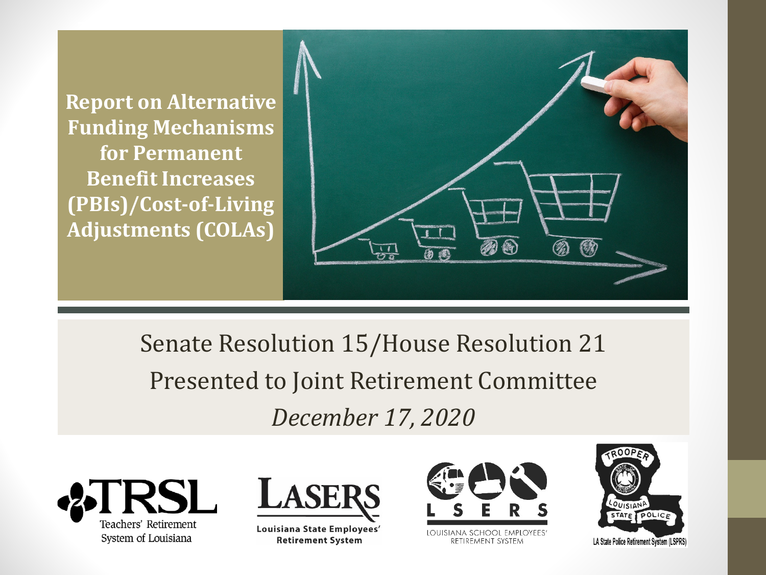# Report on Alternative Funding Mechanisms for Permanent Benefit Increases (PBIs)/Cost-of-Living Adjustments (COLAs)

Senate Resolution 15/House Resolution 21

Presented to Joint Retirement Committee

*December 17, 2020*

TRSL Teachers' Retirement System of Louisiana

LASERS Louisiana State Employees' Retirement System

LSERS Louisiana School Employees' Retirement System

LA State Police Retirement System (LSPRS)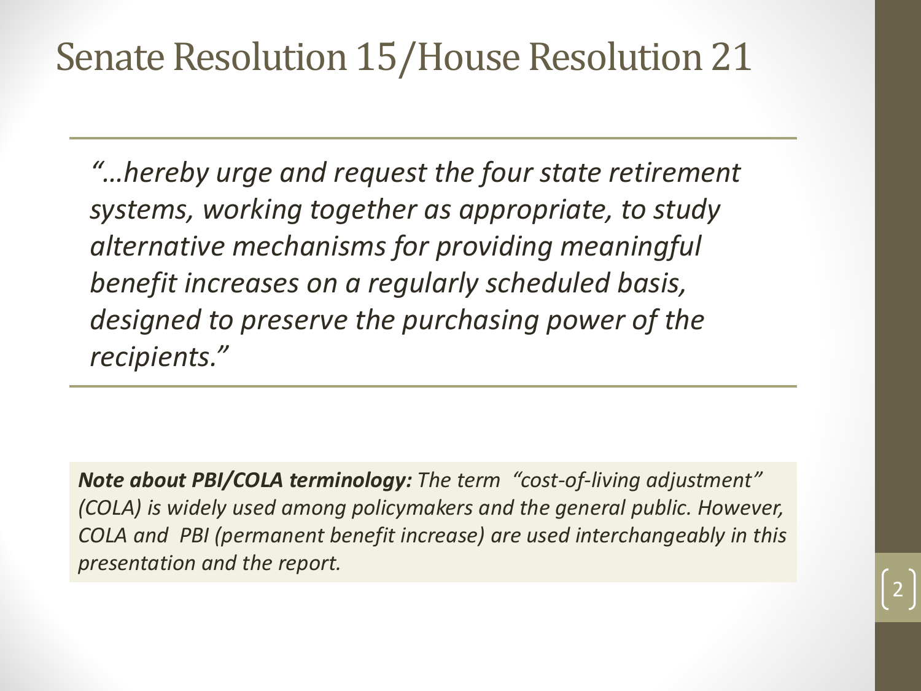# Senate Resolution 15/House Resolution 21

*"…hereby urge and request the four state retirement systems, working together as appropriate, to study alternative mechanisms for providing meaningful benefit increases on a regularly scheduled basis, designed to preserve the purchasing power of the recipients."*

***Note about PBI/COLA terminology:*** *The term "cost-of-living adjustment" (COLA) is widely used among policymakers and the general public. However, COLA and PBI (permanent benefit increase) are used interchangeably in this presentation and the report.*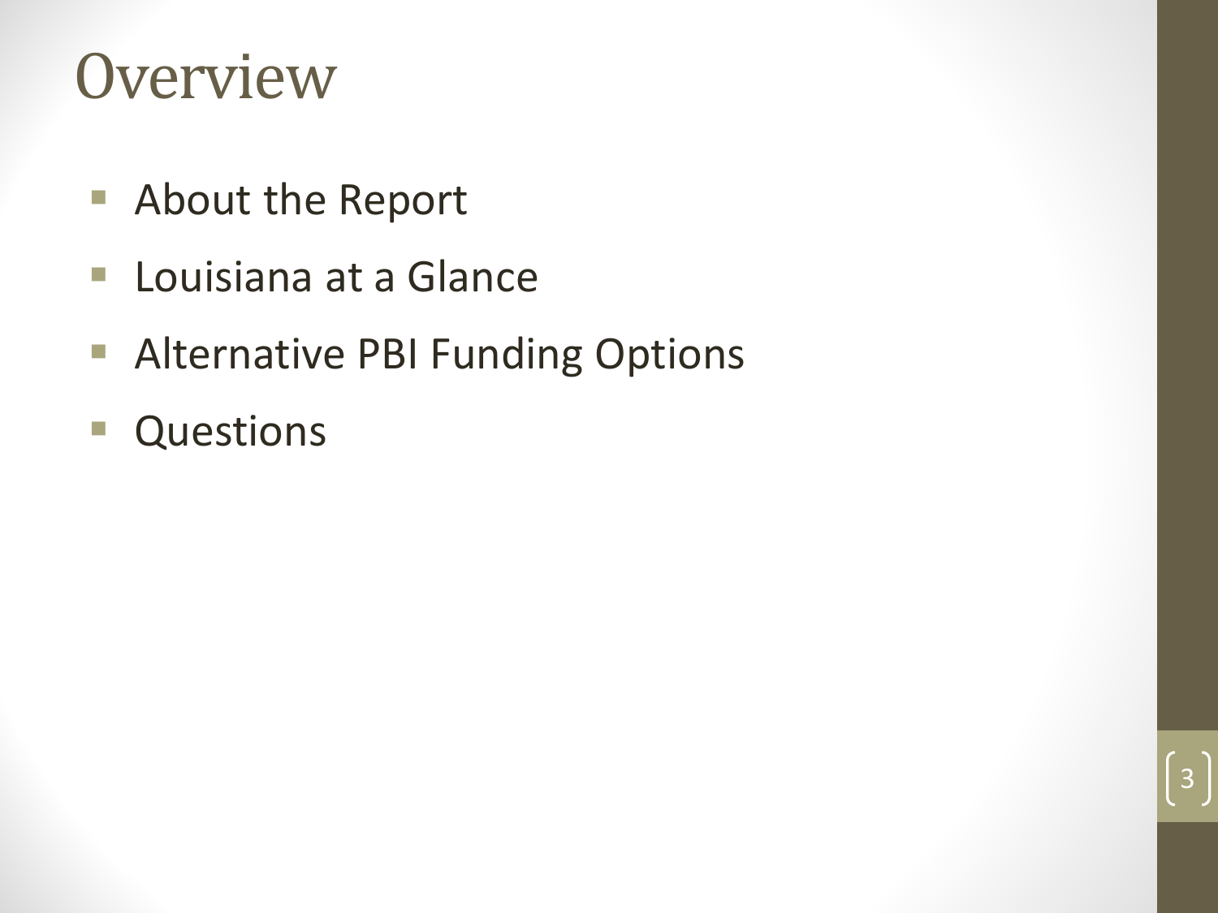# Overview

- About the Report
- Louisiana at a Glance
- Alternative PBI Funding Options
- Questions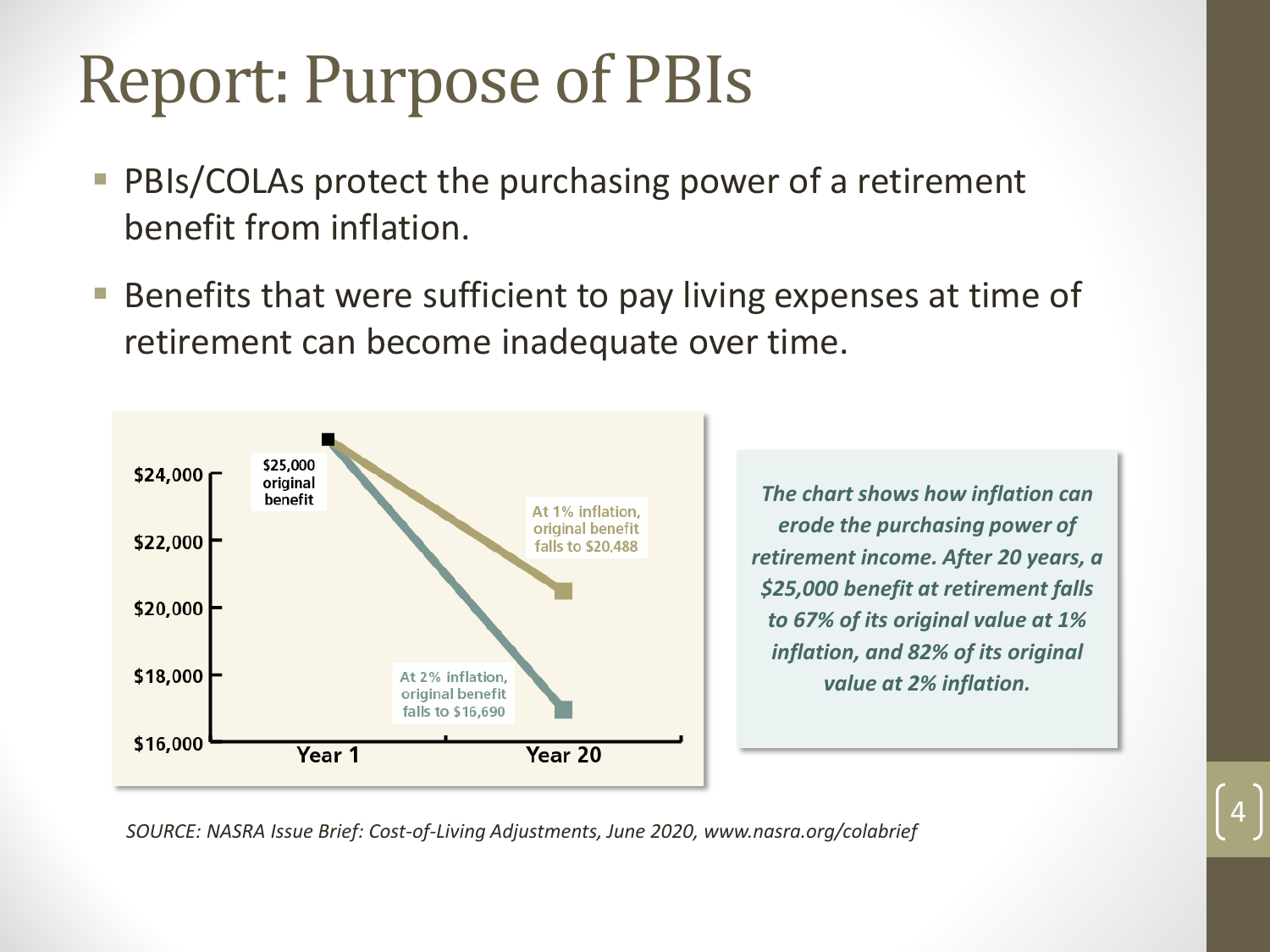# Report: Purpose of PBIs

- PBIs/COLAs protect the purchasing power of a retirement benefit from inflation.
- Benefits that were sufficient to pay living expenses at time of retirement can become inadequate over time.

$25,000 original benefit

At 1% inflation, original benefit falls to $20,488

At 2% inflation, original benefit falls to $16,690

$24,000
$22,000
$20,000
$18,000
$16,000

Year 1 Year 20

*The chart shows how inflation can erode the purchasing power of retirement income. After 20 years, a $25,000 benefit at retirement falls to 67% of its original value at 1% inflation, and 82% of its original value at 2% inflation.*

*SOURCE: NASRA Issue Brief: Cost-of-Living Adjustments, June 2020, www.nasra.org/colabrief*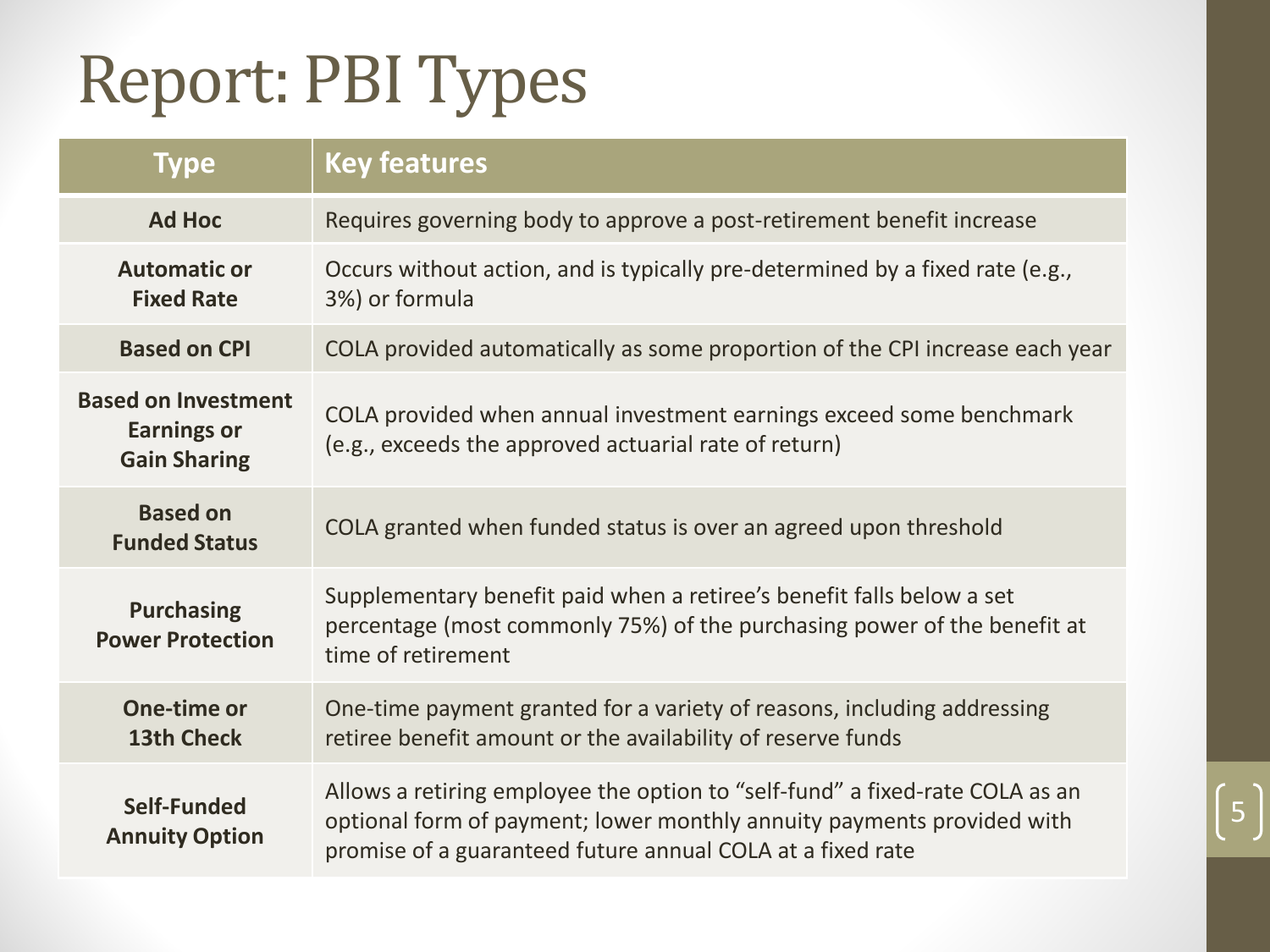# Report: PBI Types

| Type | Key features |
| --- | --- |
| **Ad Hoc** | Requires governing body to approve a post-retirement benefit increase |
| **Automatic or Fixed Rate** | Occurs without action, and is typically pre-determined by a fixed rate (e.g., 3%) or formula |
| **Based on CPI** | COLA provided automatically as some proportion of the CPI increase each year |
| **Based on Investment Earnings or Gain Sharing** | COLA provided when annual investment earnings exceed some benchmark (e.g., exceeds the approved actuarial rate of return) |
| **Based on Funded Status** | COLA granted when funded status is over an agreed upon threshold |
| **Purchasing Power Protection** | Supplementary benefit paid when a retiree's benefit falls below a set percentage (most commonly 75%) of the purchasing power of the benefit at time of retirement |
| **One-time or 13th Check** | One-time payment granted for a variety of reasons, including addressing retiree benefit amount or the availability of reserve funds |
| **Self-Funded Annuity Option** | Allows a retiring employee the option to "self-fund" a fixed-rate COLA as an optional form of payment; lower monthly annuity payments provided with promise of a guaranteed future annual COLA at a fixed rate |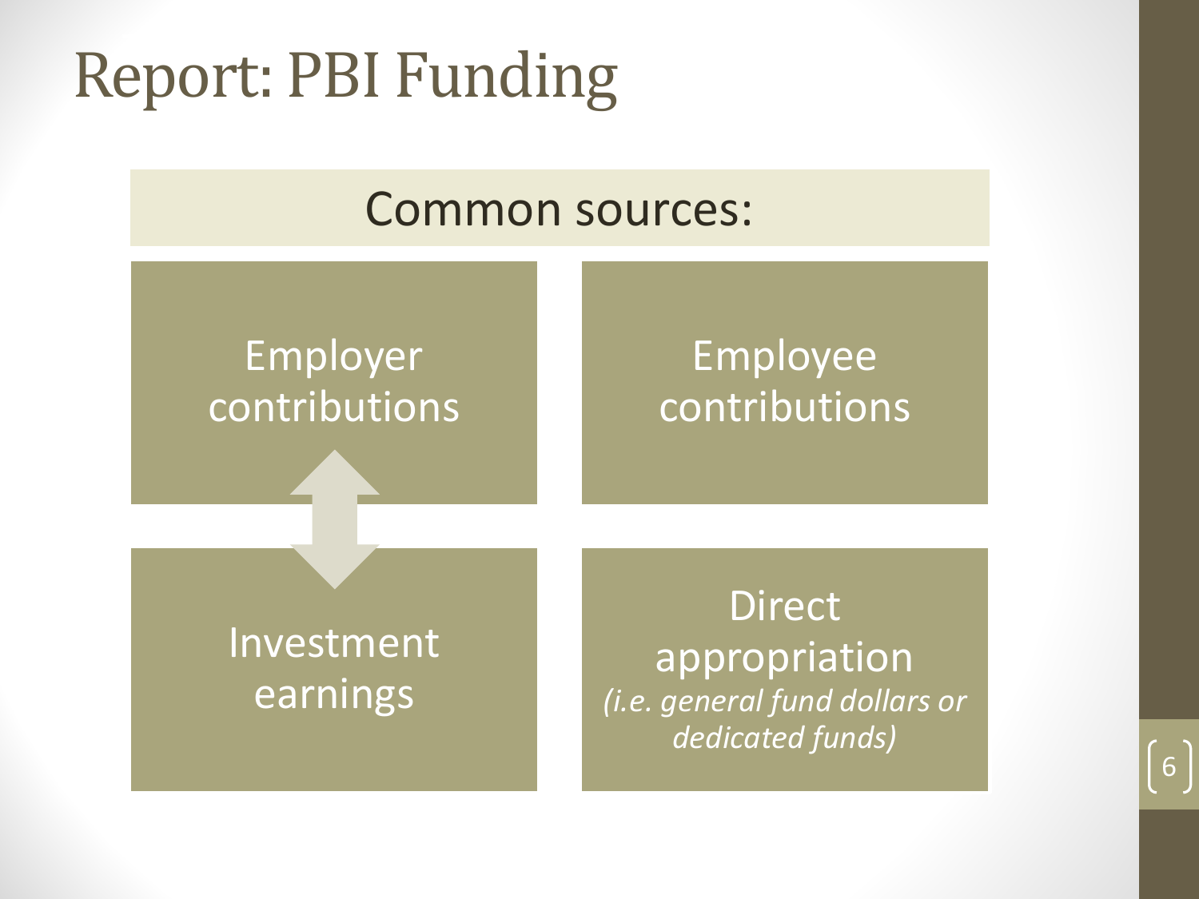# Report: PBI Funding

## Common sources:

- Employer contributions
- Employee contributions
- Investment earnings
- Direct appropriation *(i.e. general fund dollars or dedicated funds)*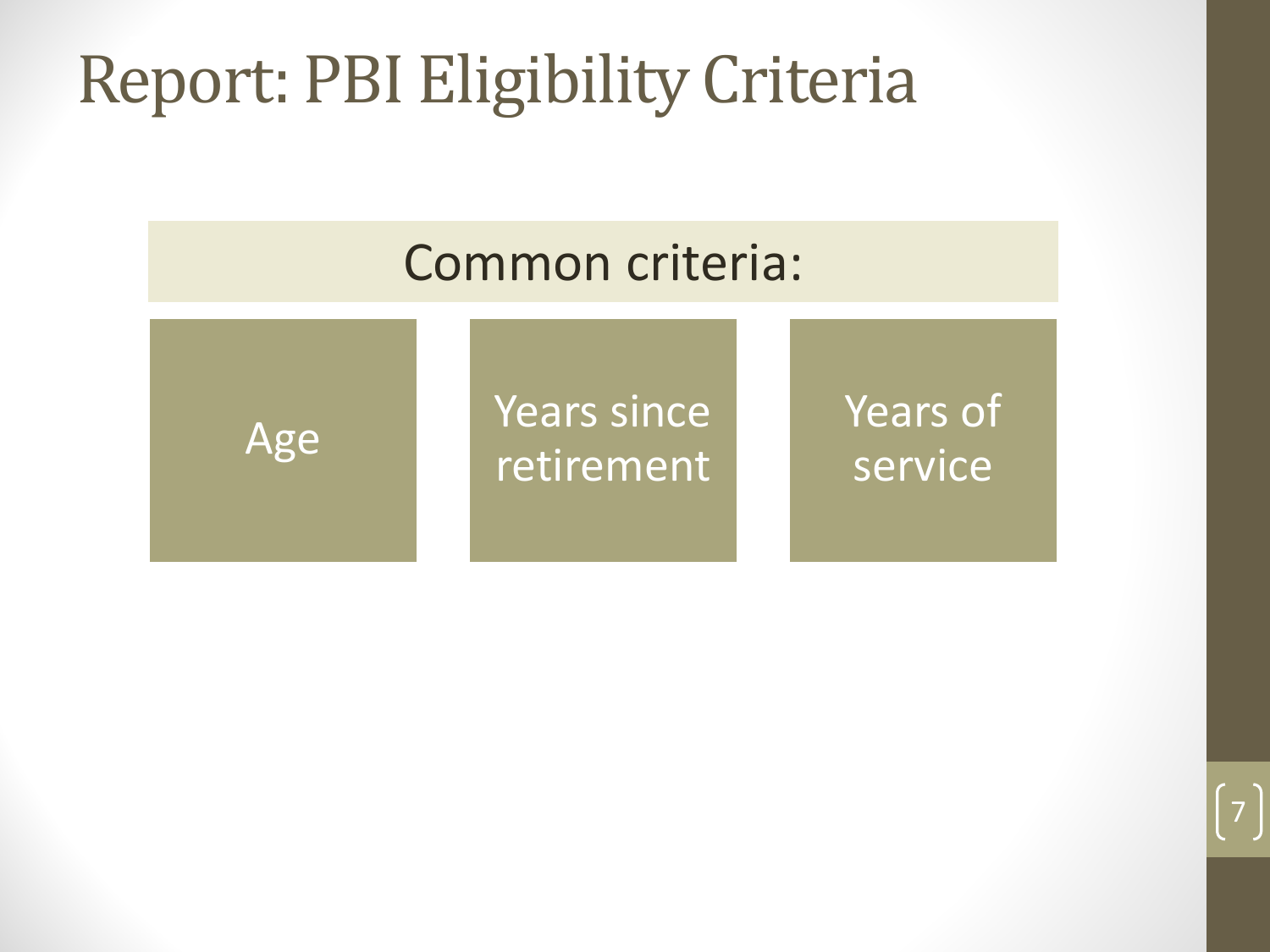# Report: PBI Eligibility Criteria

**Common criteria:**

- Age
- Years since retirement
- Years of service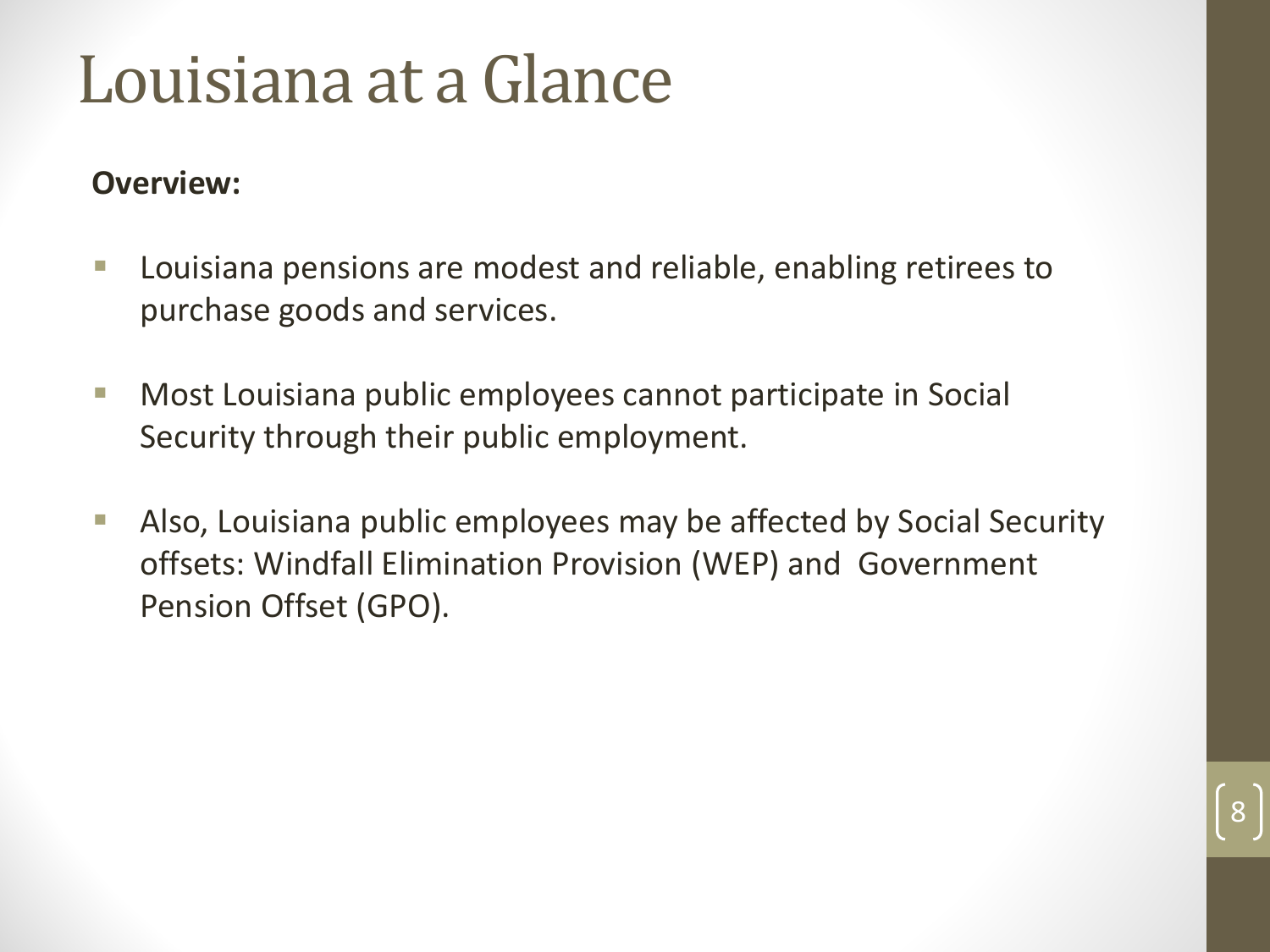# Louisiana at a Glance

**Overview:**

- Louisiana pensions are modest and reliable, enabling retirees to purchase goods and services.
- Most Louisiana public employees cannot participate in Social Security through their public employment.
- Also, Louisiana public employees may be affected by Social Security offsets: Windfall Elimination Provision (WEP) and Government Pension Offset (GPO).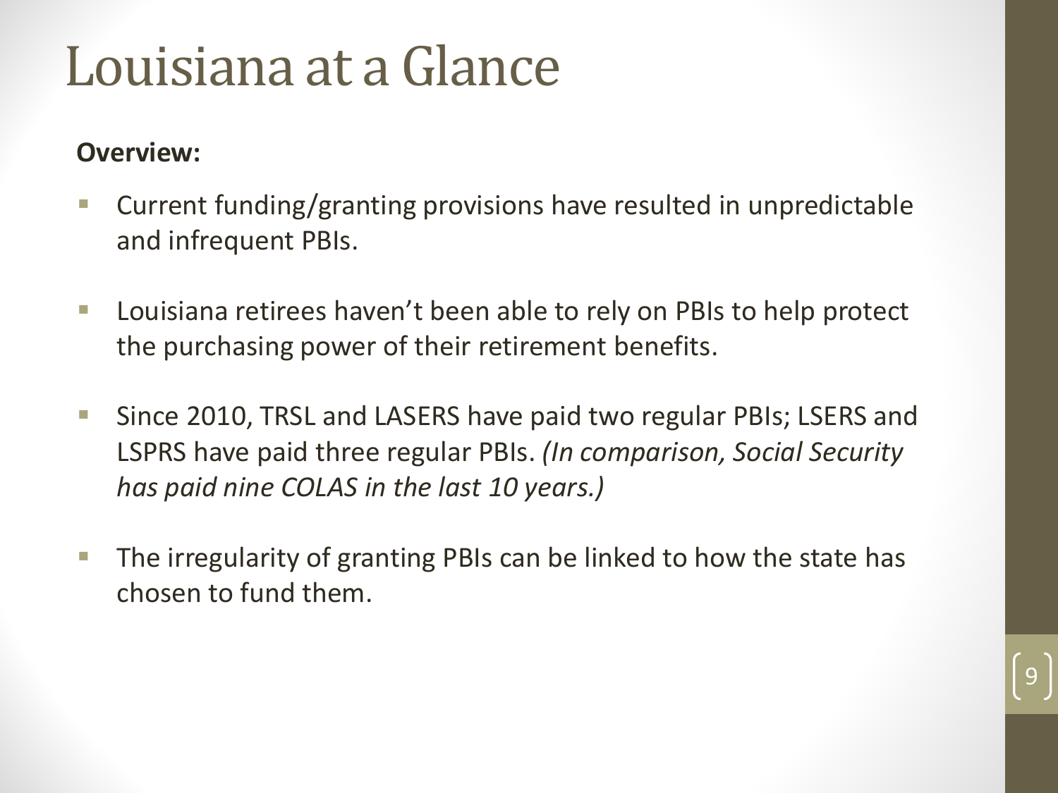# Louisiana at a Glance

**Overview:**

- Current funding/granting provisions have resulted in unpredictable and infrequent PBIs.
- Louisiana retirees haven't been able to rely on PBIs to help protect the purchasing power of their retirement benefits.
- Since 2010, TRSL and LASERS have paid two regular PBIs; LSERS and LSPRS have paid three regular PBIs. *(In comparison, Social Security has paid nine COLAS in the last 10 years.)*
- The irregularity of granting PBIs can be linked to how the state has chosen to fund them.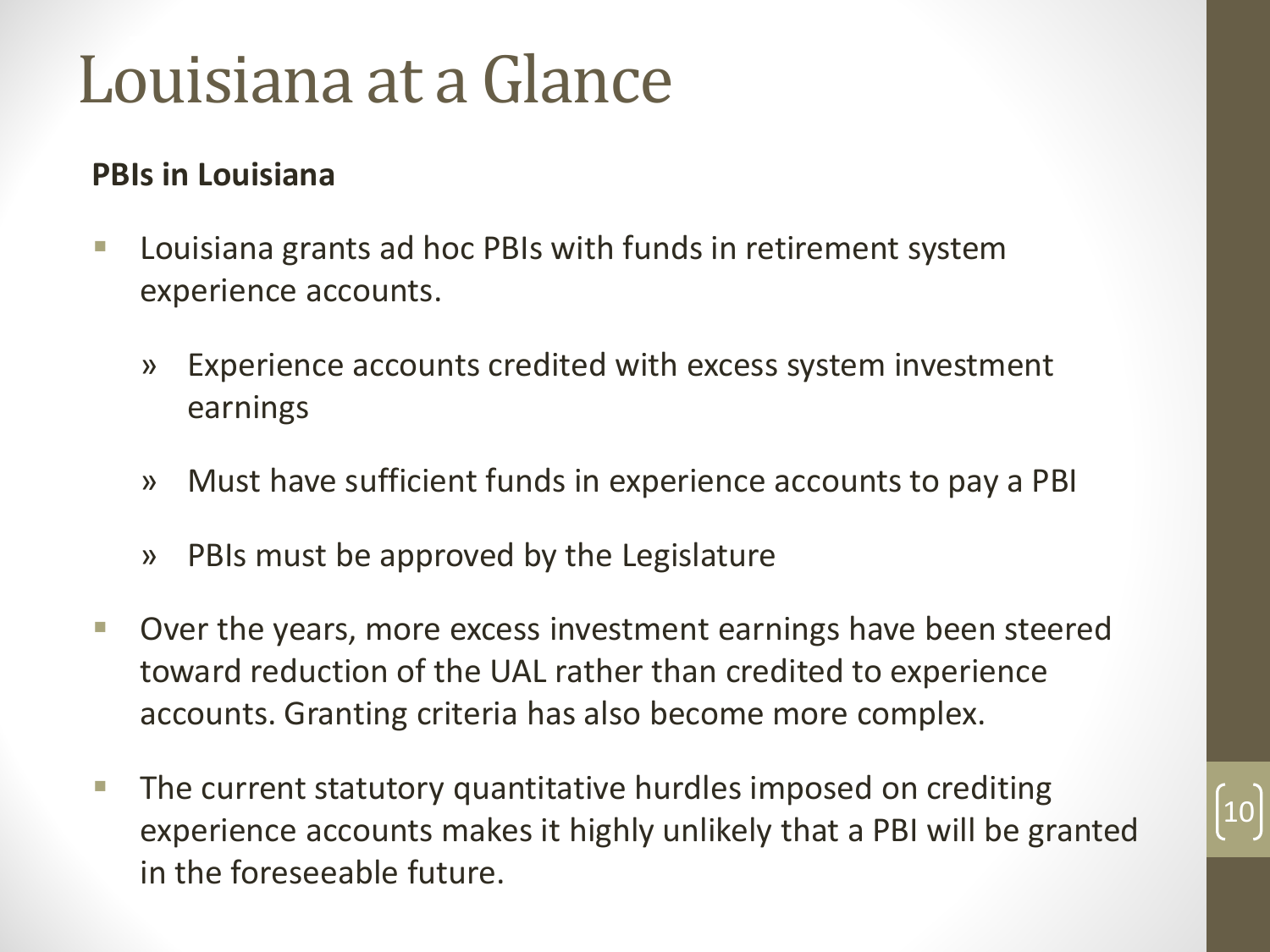# Louisiana at a Glance

**PBIs in Louisiana**

- Louisiana grants ad hoc PBIs with funds in retirement system experience accounts.
  - Experience accounts credited with excess system investment earnings
  - Must have sufficient funds in experience accounts to pay a PBI
  - PBIs must be approved by the Legislature
- Over the years, more excess investment earnings have been steered toward reduction of the UAL rather than credited to experience accounts. Granting criteria has also become more complex.
- The current statutory quantitative hurdles imposed on crediting experience accounts makes it highly unlikely that a PBI will be granted in the foreseeable future.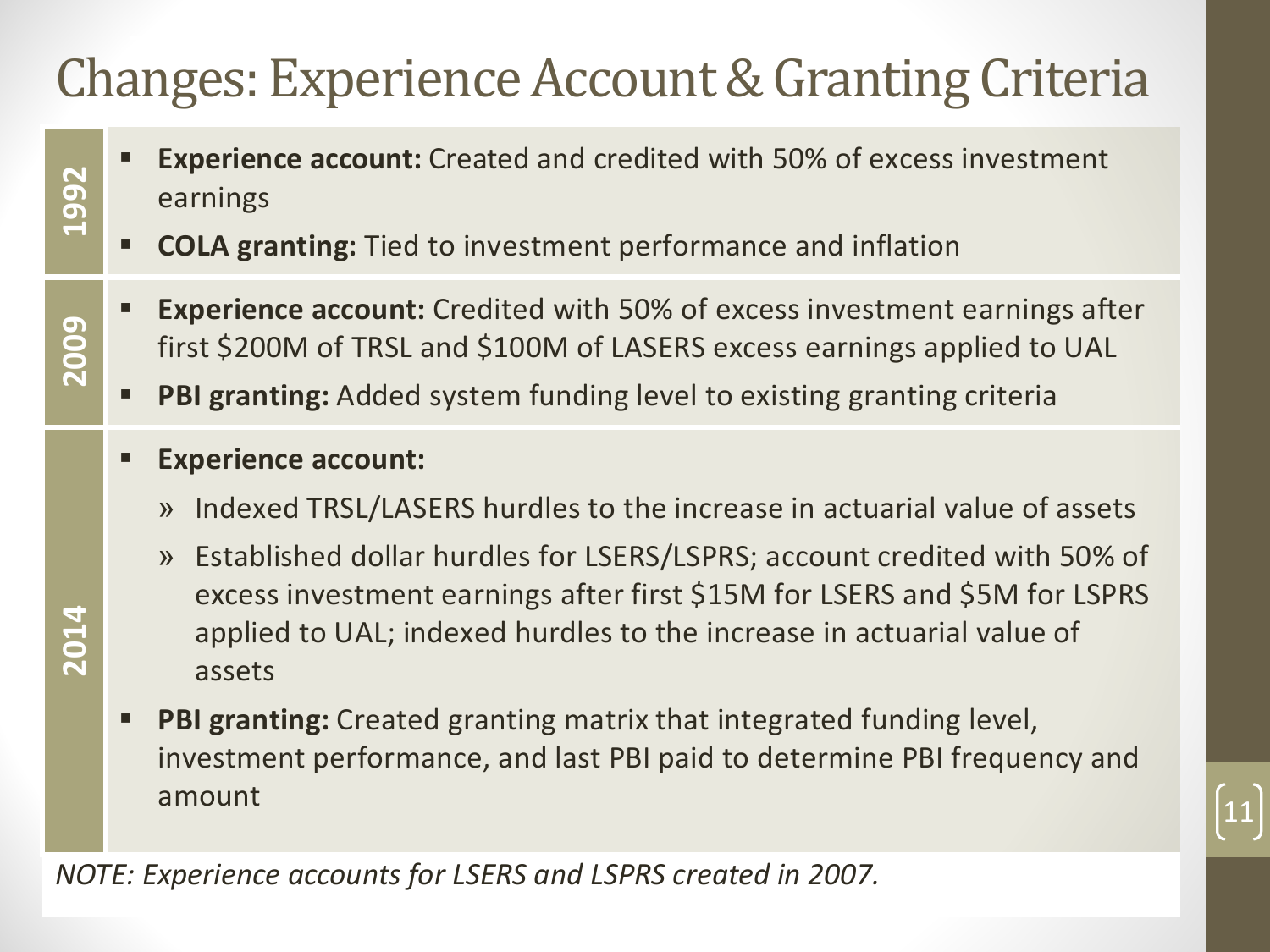# Changes: Experience Account & Granting Criteria

**1992**

- **Experience account:** Created and credited with 50% of excess investment earnings
- **COLA granting:** Tied to investment performance and inflation

**2009**

- **Experience account:** Credited with 50% of excess investment earnings after first $200M of TRSL and $100M of LASERS excess earnings applied to UAL
- **PBI granting:** Added system funding level to existing granting criteria

**2014**

- **Experience account:**
  - » Indexed TRSL/LASERS hurdles to the increase in actuarial value of assets
  - » Established dollar hurdles for LSERS/LSPRS; account credited with 50% of excess investment earnings after first $15M for LSERS and $5M for LSPRS applied to UAL; indexed hurdles to the increase in actuarial value of assets
- **PBI granting:** Created granting matrix that integrated funding level, investment performance, and last PBI paid to determine PBI frequency and amount

*NOTE: Experience accounts for LSERS and LSPRS created in 2007.*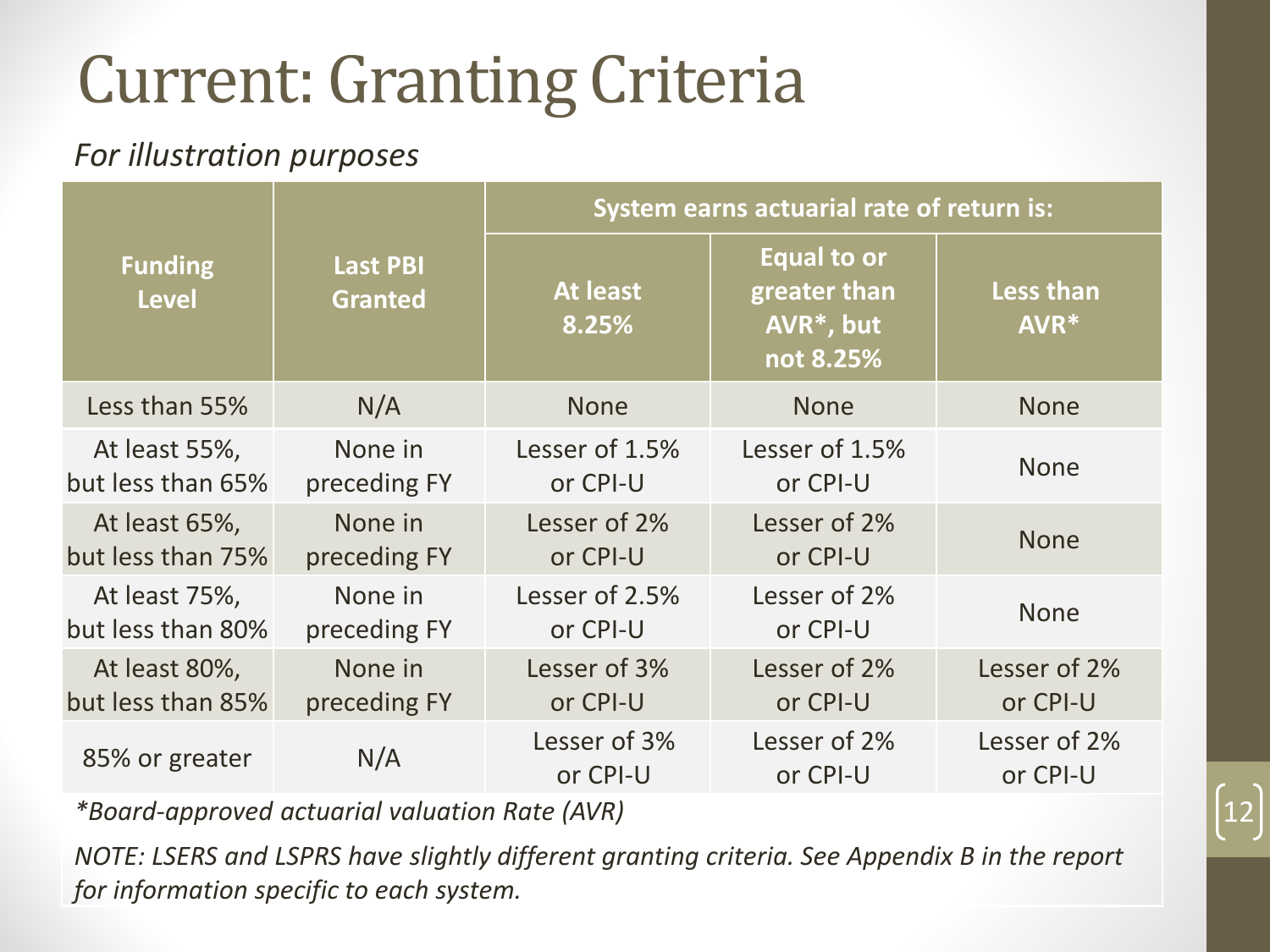# Current: Granting Criteria

*For illustration purposes*

| Funding Level | Last PBI Granted | System earns actuarial rate of return is: | | |
|---|---|---|---|---|
| | | At least 8.25% | Equal to or greater than AVR*, but not 8.25% | Less than AVR* |
| Less than 55% | N/A | None | None | None |
| At least 55%, but less than 65% | None in preceding FY | Lesser of 1.5% or CPI-U | Lesser of 1.5% or CPI-U | None |
| At least 65%, but less than 75% | None in preceding FY | Lesser of 2% or CPI-U | Lesser of 2% or CPI-U | None |
| At least 75%, but less than 80% | None in preceding FY | Lesser of 2.5% or CPI-U | Lesser of 2% or CPI-U | None |
| At least 80%, but less than 85% | None in preceding FY | Lesser of 3% or CPI-U | Lesser of 2% or CPI-U | Lesser of 2% or CPI-U |
| 85% or greater | N/A | Lesser of 3% or CPI-U | Lesser of 2% or CPI-U | Lesser of 2% or CPI-U |

**Board-approved actuarial valuation Rate (AVR)*

*NOTE: LSERS and LSPRS have slightly different granting criteria. See Appendix B in the report for information specific to each system.*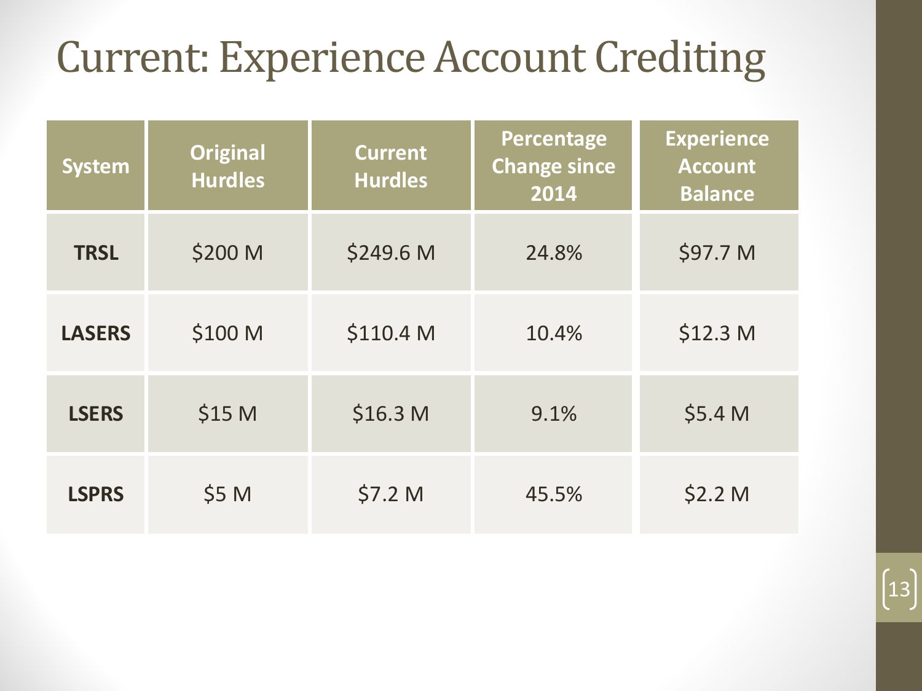# Current: Experience Account Crediting

| System | Original Hurdles | Current Hurdles | Percentage Change since 2014 | Experience Account Balance |
| --- | --- | --- | --- | --- |
| **TRSL** | $200 M | $249.6 M | 24.8% | $97.7 M |
| **LASERS** | $100 M | $110.4 M | 10.4% | $12.3 M |
| **LSERS** | $15 M | $16.3 M | 9.1% | $5.4 M |
| **LSPRS** | $5 M | $7.2 M | 45.5% | $2.2 M |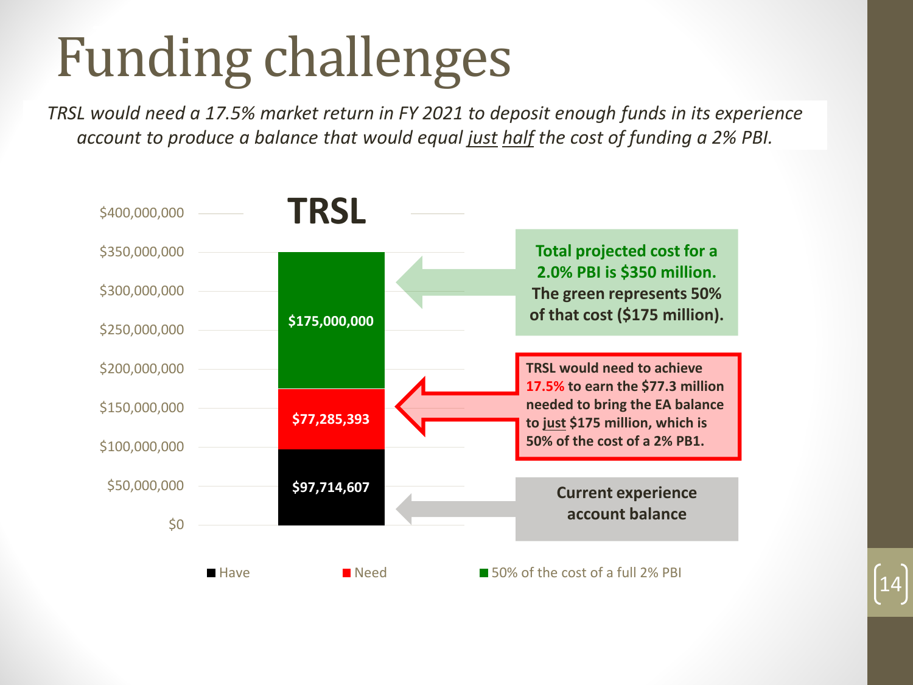# Funding challenges

*TRSL would need a 17.5% market return in FY 2021 to deposit enough funds in its experience account to produce a balance that would equal just half the cost of funding a 2% PBI.*

**TRSL**

| Segment | Amount |
|---|---|
| 50% of the cost of a full 2% PBI | $175,000,000 |
| Need | $77,285,393 |
| Have | $97,714,607 |

**Total projected cost for a 2.0% PBI is $350 million. The green represents 50% of that cost ($175 million).**

**TRSL would need to achieve 17.5% to earn the $77.3 million needed to bring the EA balance to just $175 million, which is 50% of the cost of a 2% PB1.**

**Current experience account balance**

Have | Need | 50% of the cost of a full 2% PBI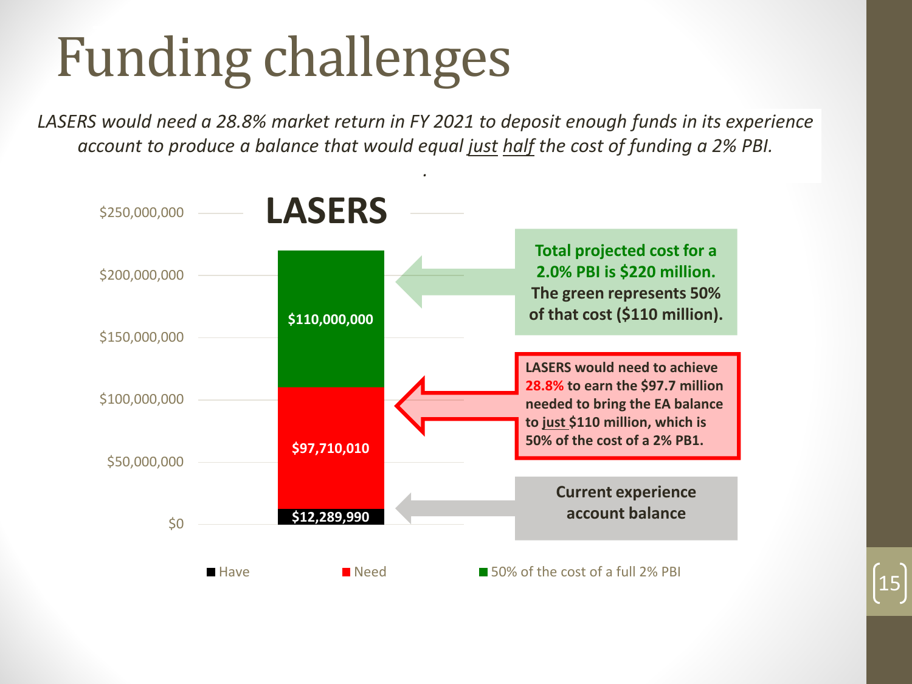# Funding challenges

*LASERS would need a 28.8% market return in FY 2021 to deposit enough funds in its experience account to produce a balance that would equal just half the cost of funding a 2% PBI.*

## LASERS

| Component | Amount |
| --- | --- |
| Have | $12,289,990 |
| Need | $97,710,010 |
| 50% of the cost of a full 2% PBI | $110,000,000 |

**Total projected cost for a 2.0% PBI is $220 million. The green represents 50% of that cost ($110 million).**

**LASERS would need to achieve 28.8% to earn the $97.7 million needed to bring the EA balance to just $110 million, which is 50% of the cost of a 2% PB1.**

**Current experience account balance**

■ Have ■ Need ■ 50% of the cost of a full 2% PBI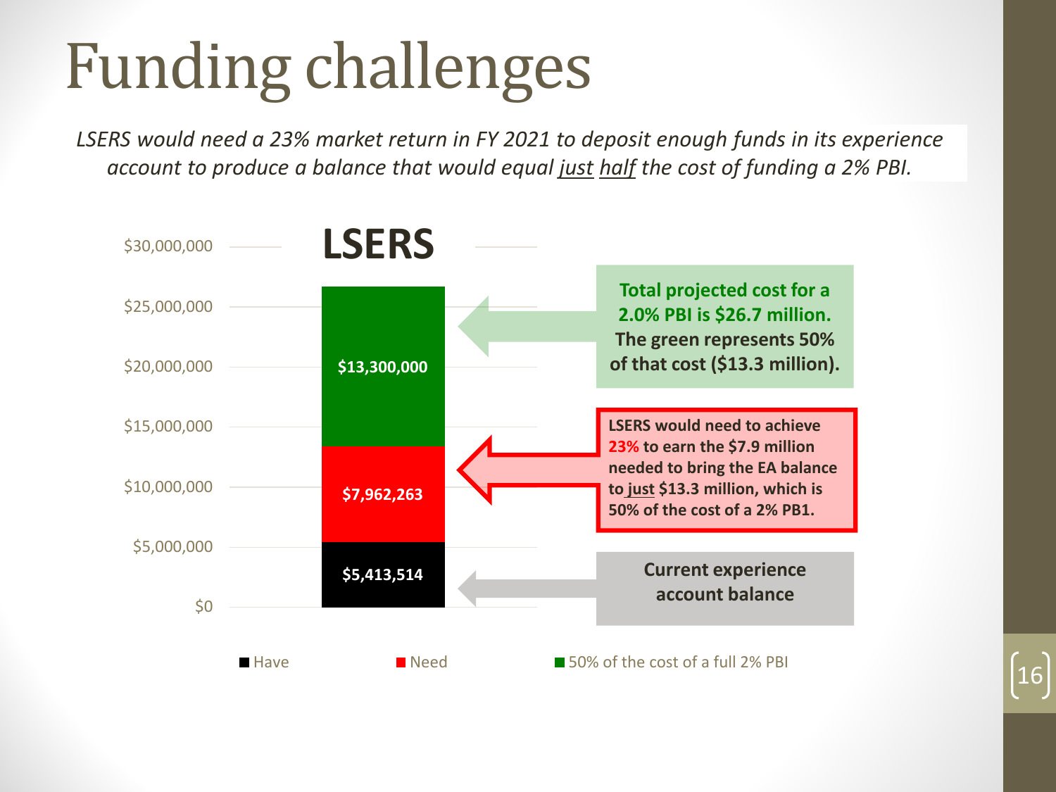# Funding challenges

*LSERS would need a 23% market return in FY 2021 to deposit enough funds in its experience account to produce a balance that would equal just half the cost of funding a 2% PBI.*

## LSERS

| Component | Amount |
| --- | --- |
| 50% of the cost of a full 2% PBI | $13,300,000 |
| Need | $7,962,263 |
| Have | $5,413,514 |

**Total projected cost for a 2.0% PBI is $26.7 million. The green represents 50% of that cost ($13.3 million).**

**LSERS would need to achieve 23% to earn the $7.9 million needed to bring the EA balance to just $13.3 million, which is 50% of the cost of a 2% PB1.**

**Current experience account balance**

■ Have ■ Need ■ 50% of the cost of a full 2% PBI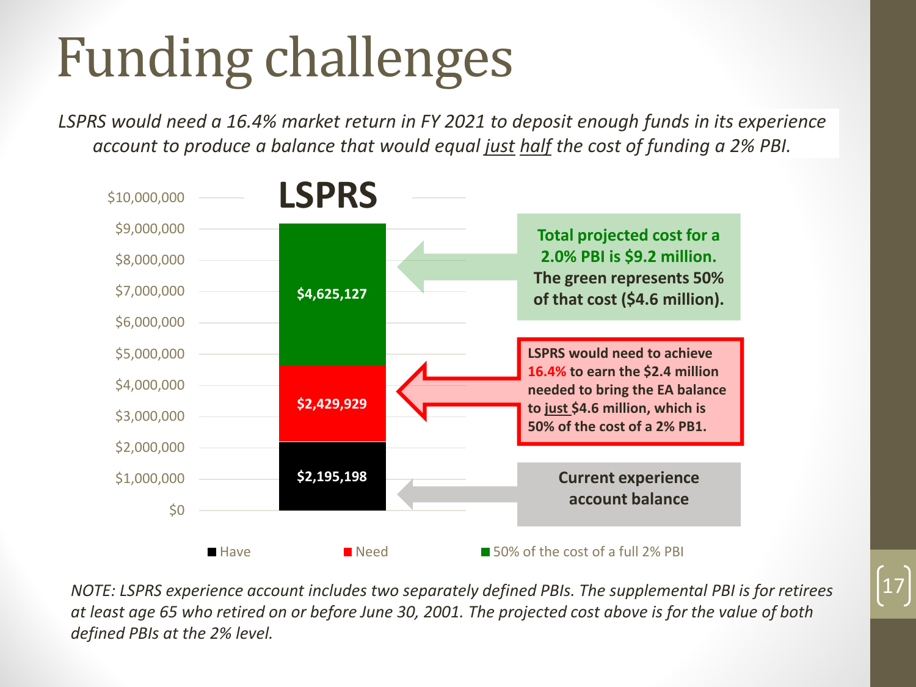# Funding challenges

*LSPRS would need a 16.4% market return in FY 2021 to deposit enough funds in its experience account to produce a balance that would equal just half the cost of funding a 2% PBI.*

**LSPRS**

| Segment | Amount |
|---|---|
| 50% of the cost of a full 2% PBI | $4,625,127 |
| Need | $2,429,929 |
| Have | $2,195,198 |

**Total projected cost for a 2.0% PBI is $9.2 million. The green represents 50% of that cost ($4.6 million).**

**LSPRS would need to achieve 16.4% to earn the $2.4 million needed to bring the EA balance to just $4.6 million, which is 50% of the cost of a 2% PB1.**

**Current experience account balance**

*NOTE: LSPRS experience account includes two separately defined PBIs. The supplemental PBI is for retirees at least age 65 who retired on or before June 30, 2001. The projected cost above is for the value of both defined PBIs at the 2% level.*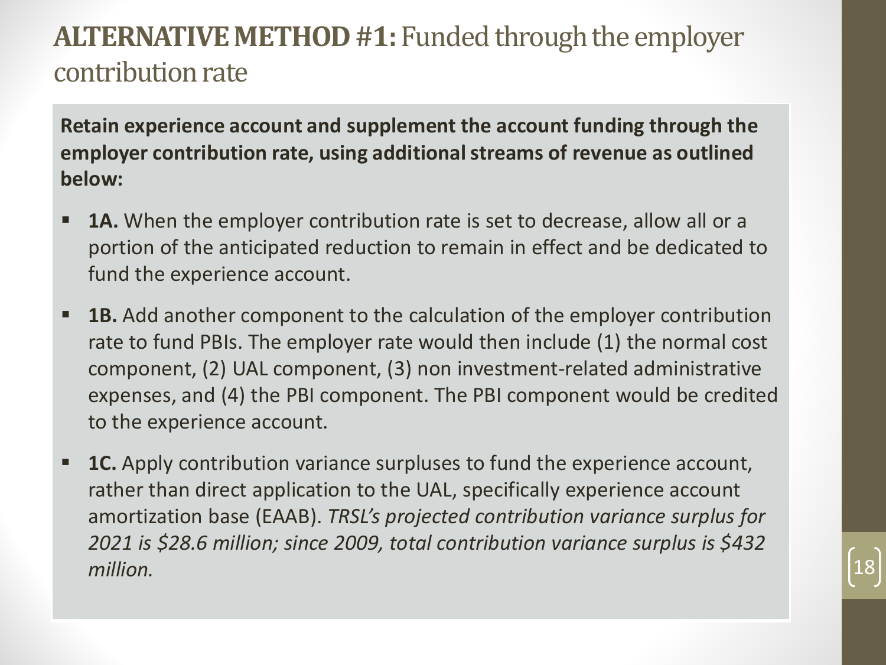# **ALTERNATIVE METHOD #1:** Funded through the employer contribution rate

**Retain experience account and supplement the account funding through the employer contribution rate, using additional streams of revenue as outlined below:**

- **1A.** When the employer contribution rate is set to decrease, allow all or a portion of the anticipated reduction to remain in effect and be dedicated to fund the experience account.
- **1B.** Add another component to the calculation of the employer contribution rate to fund PBIs. The employer rate would then include (1) the normal cost component, (2) UAL component, (3) non investment-related administrative expenses, and (4) the PBI component. The PBI component would be credited to the experience account.
- **1C.** Apply contribution variance surpluses to fund the experience account, rather than direct application to the UAL, specifically experience account amortization base (EAAB). *TRSL's projected contribution variance surplus for 2021 is $28.6 million; since 2009, total contribution variance surplus is $432 million.*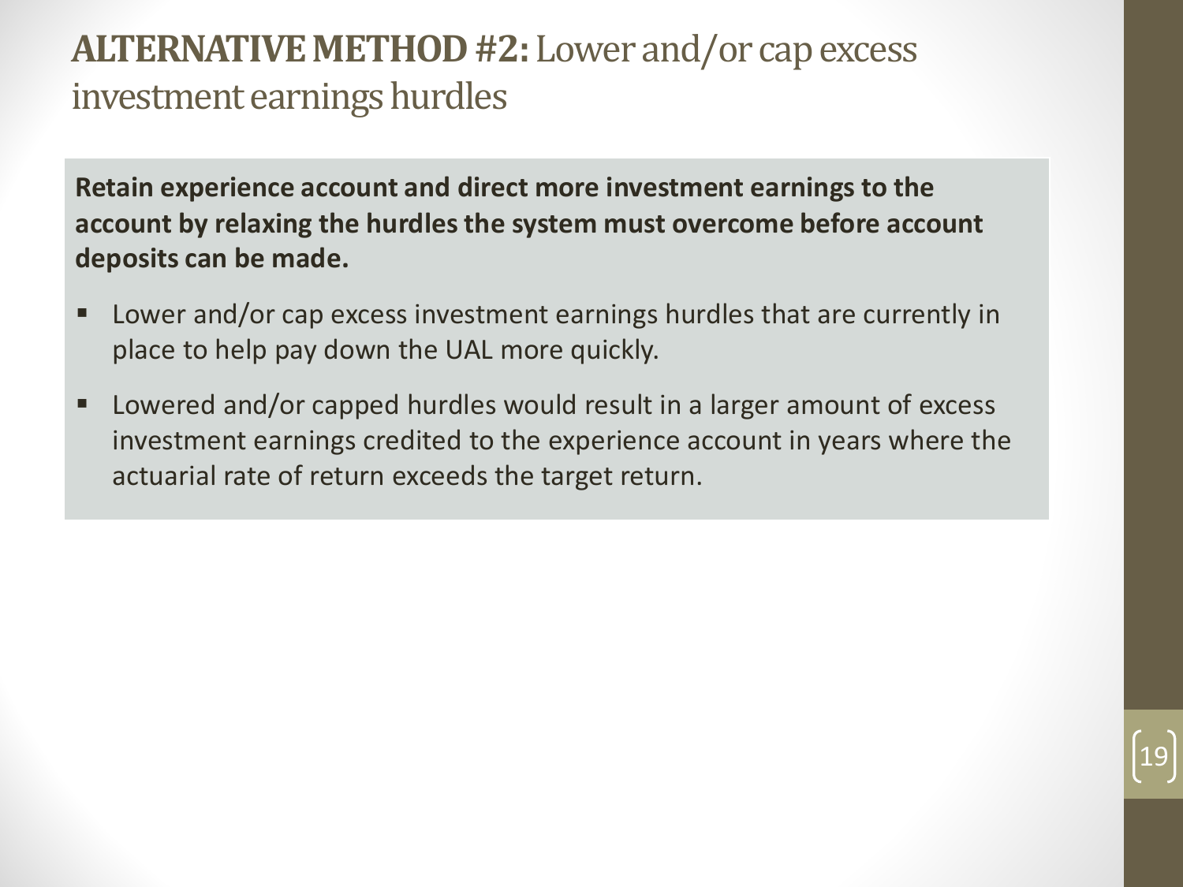# **ALTERNATIVE METHOD #2:** Lower and/or cap excess investment earnings hurdles

**Retain experience account and direct more investment earnings to the account by relaxing the hurdles the system must overcome before account deposits can be made.**

- Lower and/or cap excess investment earnings hurdles that are currently in place to help pay down the UAL more quickly.
- Lowered and/or capped hurdles would result in a larger amount of excess investment earnings credited to the experience account in years where the actuarial rate of return exceeds the target return.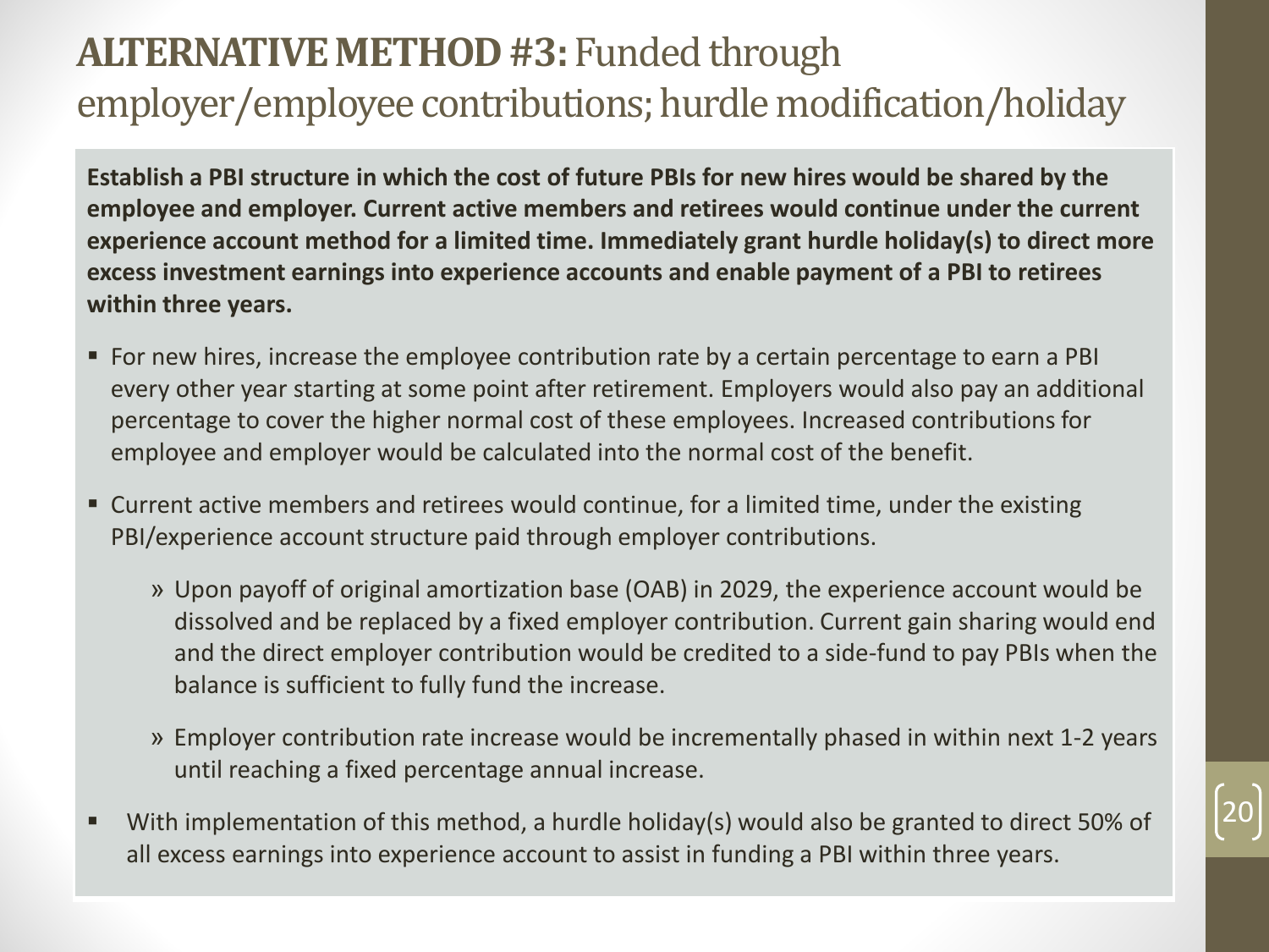# **ALTERNATIVE METHOD #3:** Funded through employer/employee contributions; hurdle modification/holiday

**Establish a PBI structure in which the cost of future PBIs for new hires would be shared by the employee and employer. Current active members and retirees would continue under the current experience account method for a limited time. Immediately grant hurdle holiday(s) to direct more excess investment earnings into experience accounts and enable payment of a PBI to retirees within three years.**

- For new hires, increase the employee contribution rate by a certain percentage to earn a PBI every other year starting at some point after retirement. Employers would also pay an additional percentage to cover the higher normal cost of these employees. Increased contributions for employee and employer would be calculated into the normal cost of the benefit.
- Current active members and retirees would continue, for a limited time, under the existing PBI/experience account structure paid through employer contributions.
  - » Upon payoff of original amortization base (OAB) in 2029, the experience account would be dissolved and be replaced by a fixed employer contribution. Current gain sharing would end and the direct employer contribution would be credited to a side-fund to pay PBIs when the balance is sufficient to fully fund the increase.
  - » Employer contribution rate increase would be incrementally phased in within next 1-2 years until reaching a fixed percentage annual increase.
- With implementation of this method, a hurdle holiday(s) would also be granted to direct 50% of all excess earnings into experience account to assist in funding a PBI within three years.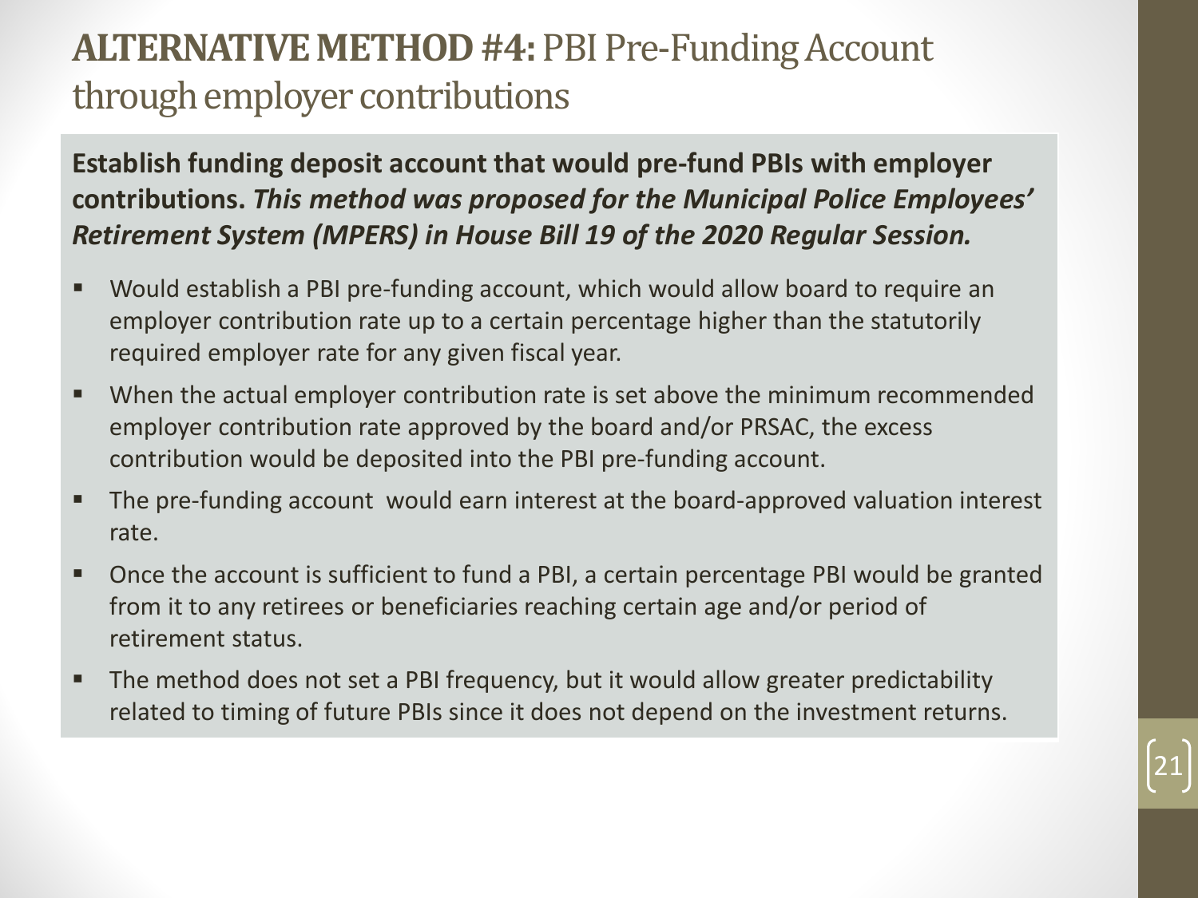# **ALTERNATIVE METHOD #4:** PBI Pre-Funding Account through employer contributions

**Establish funding deposit account that would pre-fund PBIs with employer contributions.** ***This method was proposed for the Municipal Police Employees' Retirement System (MPERS) in House Bill 19 of the 2020 Regular Session.***

- Would establish a PBI pre-funding account, which would allow board to require an employer contribution rate up to a certain percentage higher than the statutorily required employer rate for any given fiscal year.
- When the actual employer contribution rate is set above the minimum recommended employer contribution rate approved by the board and/or PRSAC, the excess contribution would be deposited into the PBI pre-funding account.
- The pre-funding account would earn interest at the board-approved valuation interest rate.
- Once the account is sufficient to fund a PBI, a certain percentage PBI would be granted from it to any retirees or beneficiaries reaching certain age and/or period of retirement status.
- The method does not set a PBI frequency, but it would allow greater predictability related to timing of future PBIs since it does not depend on the investment returns.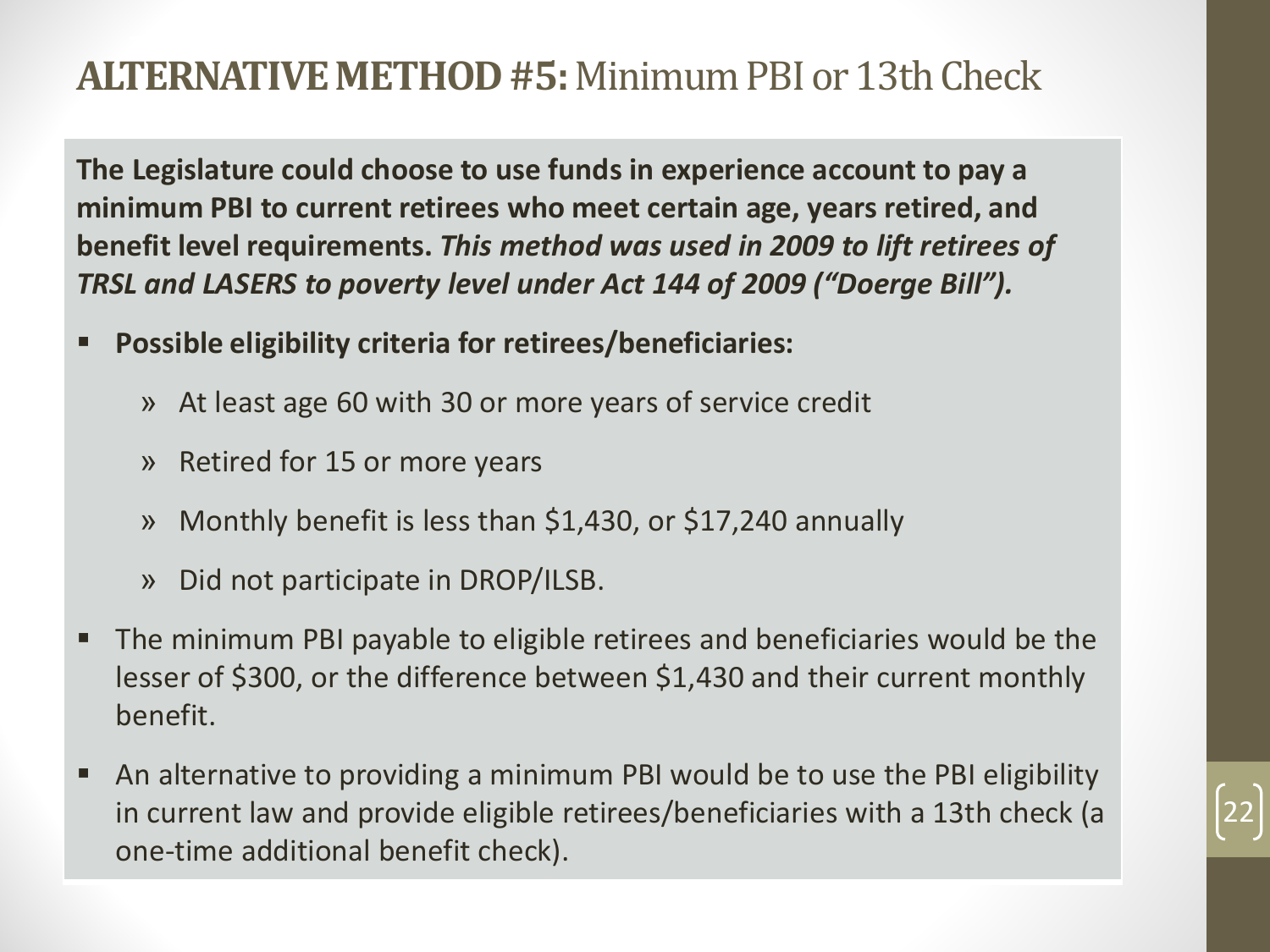# **ALTERNATIVE METHOD #5:** Minimum PBI or 13th Check

**The Legislature could choose to use funds in experience account to pay a minimum PBI to current retirees who meet certain age, years retired, and benefit level requirements.** ***This method was used in 2009 to lift retirees of TRSL and LASERS to poverty level under Act 144 of 2009 ("Doerge Bill").***

- **Possible eligibility criteria for retirees/beneficiaries:**
  - At least age 60 with 30 or more years of service credit
  - Retired for 15 or more years
  - Monthly benefit is less than $1,430, or $17,240 annually
  - Did not participate in DROP/ILSB.
- The minimum PBI payable to eligible retirees and beneficiaries would be the lesser of $300, or the difference between $1,430 and their current monthly benefit.
- An alternative to providing a minimum PBI would be to use the PBI eligibility in current law and provide eligible retirees/beneficiaries with a 13th check (a one-time additional benefit check).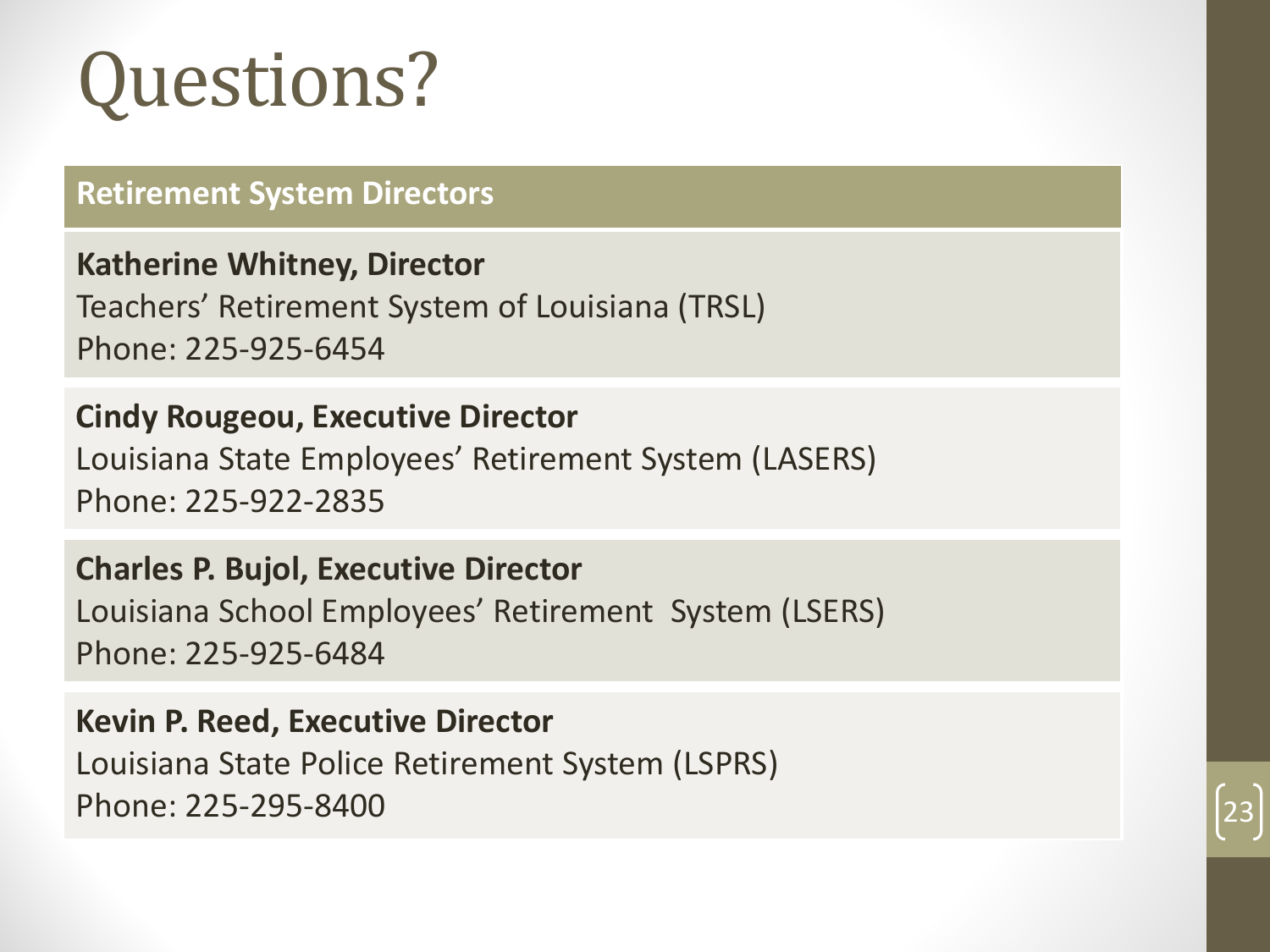# Questions?

## Retirement System Directors

**Katherine Whitney, Director**
Teachers' Retirement System of Louisiana (TRSL)
Phone: 225-925-6454

**Cindy Rougeou, Executive Director**
Louisiana State Employees' Retirement System (LASERS)
Phone: 225-922-2835

**Charles P. Bujol, Executive Director**
Louisiana School Employees' Retirement System (LSERS)
Phone: 225-925-6484

**Kevin P. Reed, Executive Director**
Louisiana State Police Retirement System (LSPRS)
Phone: 225-295-8400